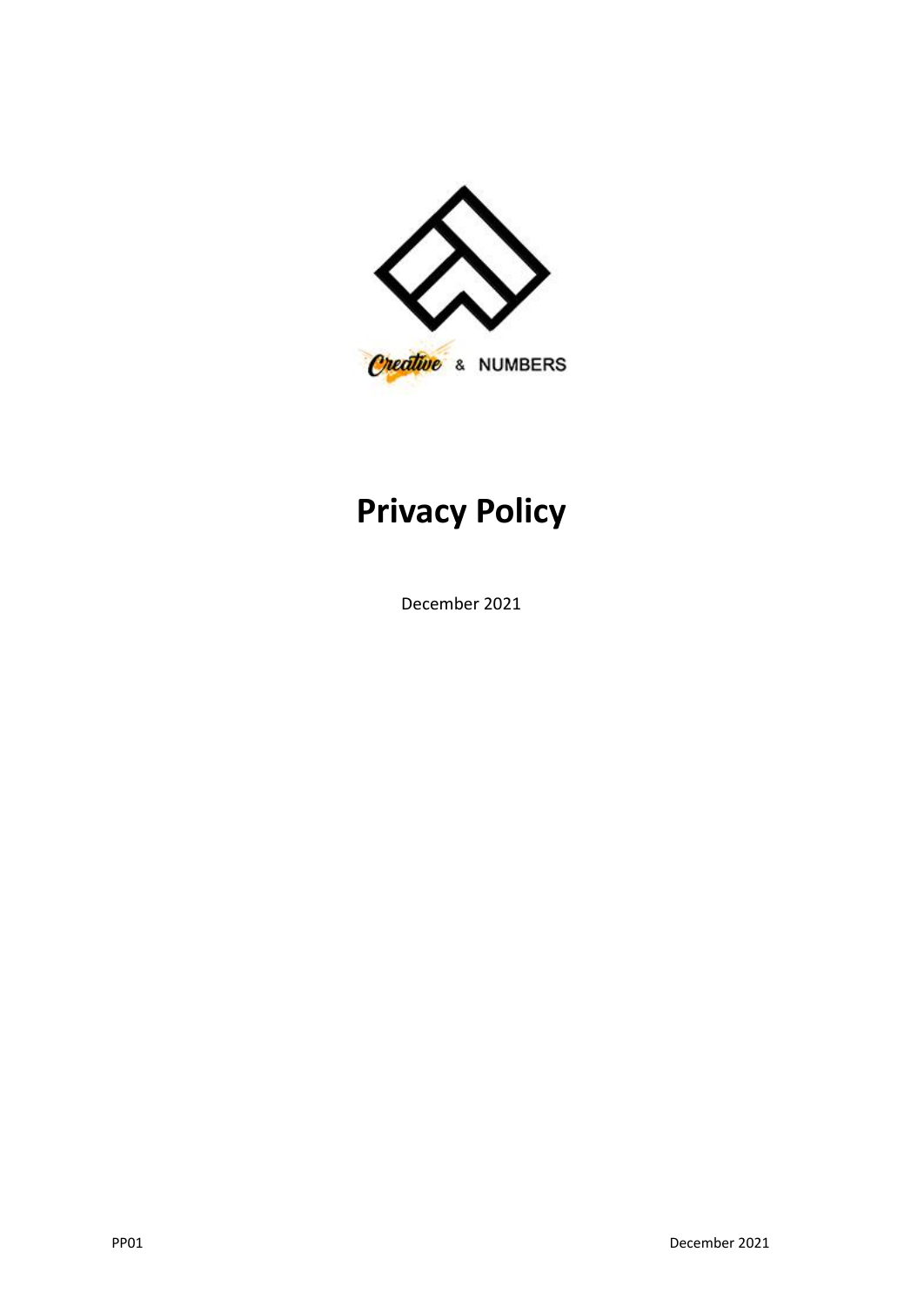Creative & NUMBERS

# Privacy Policy

December 2021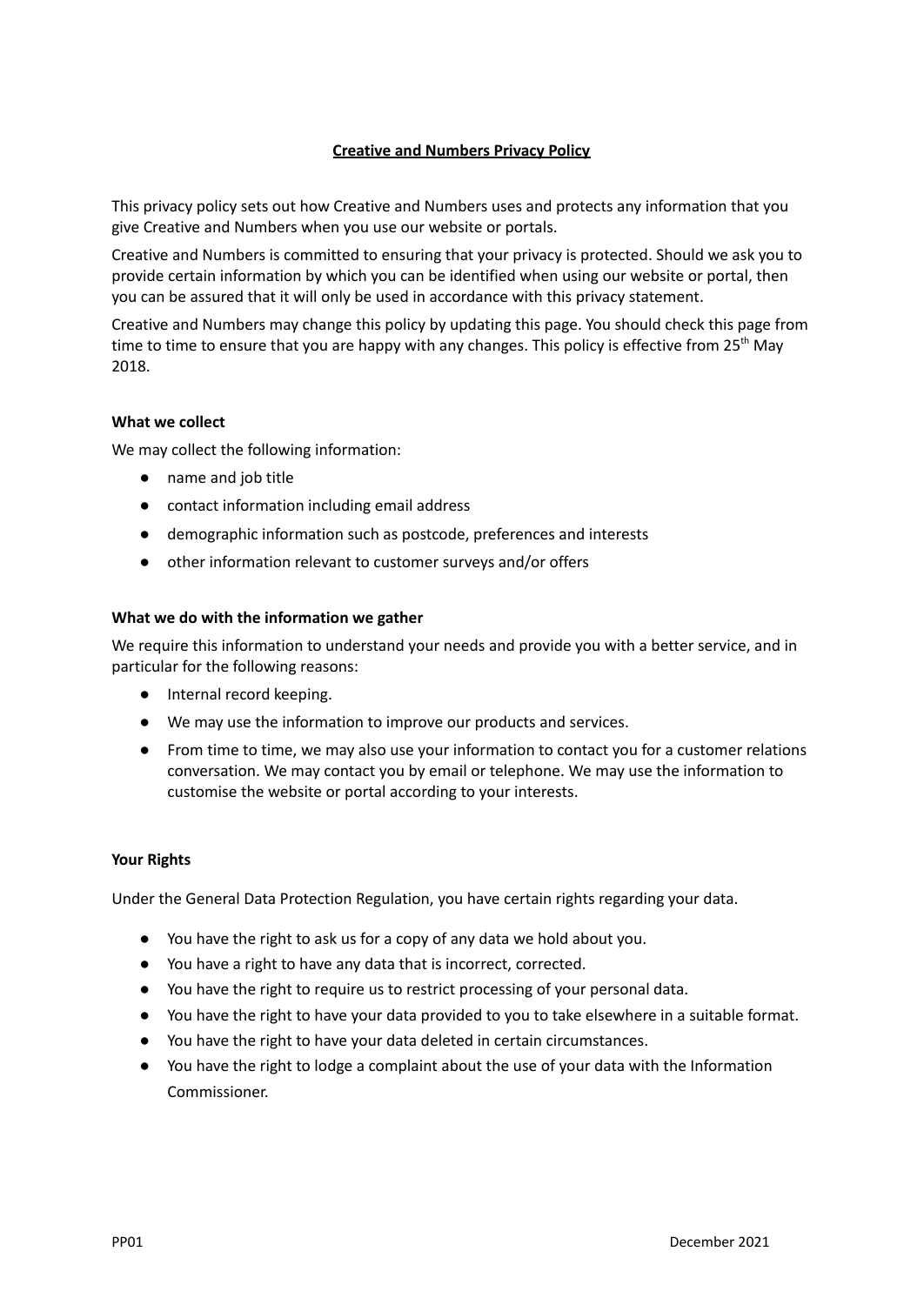**Creative and Numbers Privacy Policy**

This privacy policy sets out how Creative and Numbers uses and protects any information that you give Creative and Numbers when you use our website or portals.

Creative and Numbers is committed to ensuring that your privacy is protected. Should we ask you to provide certain information by which you can be identified when using our website or portal, then you can be assured that it will only be used in accordance with this privacy statement.

Creative and Numbers may change this policy by updating this page. You should check this page from time to time to ensure that you are happy with any changes. This policy is effective from 25th May 2018.

**What we collect**

We may collect the following information:

- name and job title
- contact information including email address
- demographic information such as postcode, preferences and interests
- other information relevant to customer surveys and/or offers

**What we do with the information we gather**

We require this information to understand your needs and provide you with a better service, and in particular for the following reasons:

- Internal record keeping.
- We may use the information to improve our products and services.
- From time to time, we may also use your information to contact you for a customer relations conversation. We may contact you by email or telephone. We may use the information to customise the website or portal according to your interests.

**Your Rights**

Under the General Data Protection Regulation, you have certain rights regarding your data.

- You have the right to ask us for a copy of any data we hold about you.
- You have a right to have any data that is incorrect, corrected.
- You have the right to require us to restrict processing of your personal data.
- You have the right to have your data provided to you to take elsewhere in a suitable format.
- You have the right to have your data deleted in certain circumstances.
- You have the right to lodge a complaint about the use of your data with the Information Commissioner.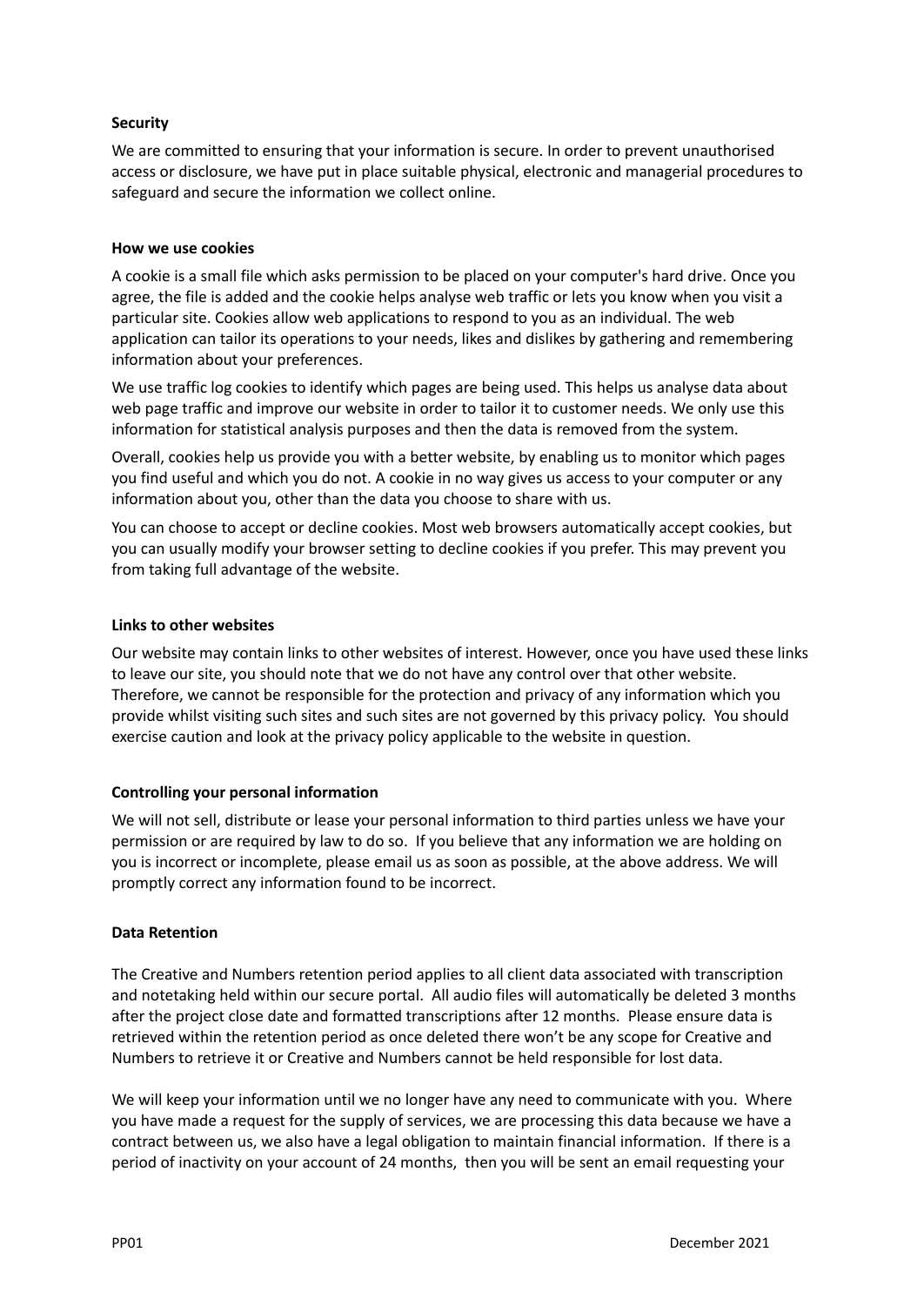**Security**

We are committed to ensuring that your information is secure. In order to prevent unauthorised access or disclosure, we have put in place suitable physical, electronic and managerial procedures to safeguard and secure the information we collect online.

**How we use cookies**

A cookie is a small file which asks permission to be placed on your computer's hard drive. Once you agree, the file is added and the cookie helps analyse web traffic or lets you know when you visit a particular site. Cookies allow web applications to respond to you as an individual. The web application can tailor its operations to your needs, likes and dislikes by gathering and remembering information about your preferences.

We use traffic log cookies to identify which pages are being used. This helps us analyse data about web page traffic and improve our website in order to tailor it to customer needs. We only use this information for statistical analysis purposes and then the data is removed from the system.

Overall, cookies help us provide you with a better website, by enabling us to monitor which pages you find useful and which you do not. A cookie in no way gives us access to your computer or any information about you, other than the data you choose to share with us.

You can choose to accept or decline cookies. Most web browsers automatically accept cookies, but you can usually modify your browser setting to decline cookies if you prefer. This may prevent you from taking full advantage of the website.

**Links to other websites**

Our website may contain links to other websites of interest. However, once you have used these links to leave our site, you should note that we do not have any control over that other website. Therefore, we cannot be responsible for the protection and privacy of any information which you provide whilst visiting such sites and such sites are not governed by this privacy policy. You should exercise caution and look at the privacy policy applicable to the website in question.

**Controlling your personal information**

We will not sell, distribute or lease your personal information to third parties unless we have your permission or are required by law to do so. If you believe that any information we are holding on you is incorrect or incomplete, please email us as soon as possible, at the above address. We will promptly correct any information found to be incorrect.

**Data Retention**

The Creative and Numbers retention period applies to all client data associated with transcription and notetaking held within our secure portal. All audio files will automatically be deleted 3 months after the project close date and formatted transcriptions after 12 months. Please ensure data is retrieved within the retention period as once deleted there won't be any scope for Creative and Numbers to retrieve it or Creative and Numbers cannot be held responsible for lost data.

We will keep your information until we no longer have any need to communicate with you. Where you have made a request for the supply of services, we are processing this data because we have a contract between us, we also have a legal obligation to maintain financial information. If there is a period of inactivity on your account of 24 months, then you will be sent an email requesting your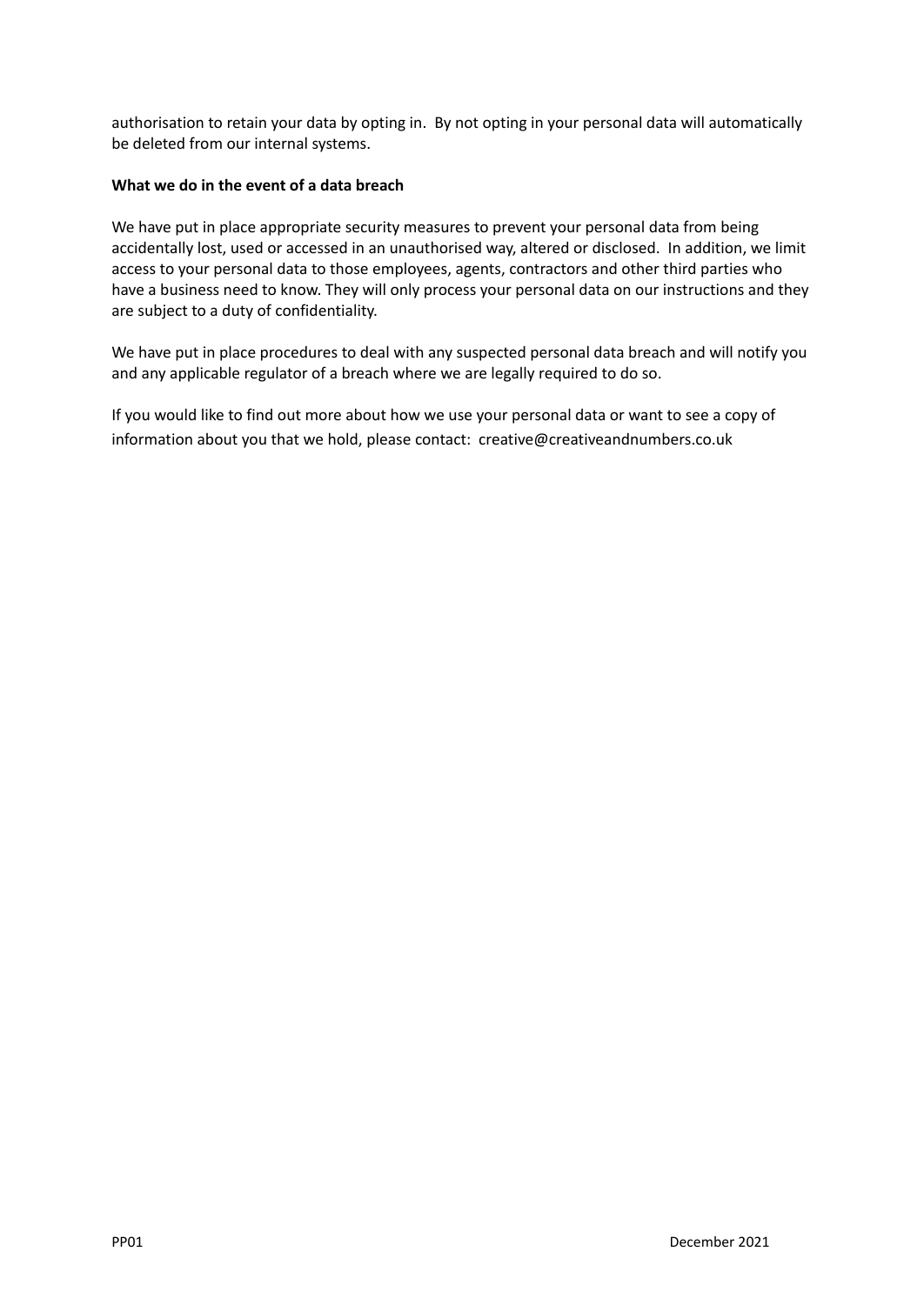authorisation to retain your data by opting in.  By not opting in your personal data will automatically be deleted from our internal systems.

**What we do in the event of a data breach**

We have put in place appropriate security measures to prevent your personal data from being accidentally lost, used or accessed in an unauthorised way, altered or disclosed.  In addition, we limit access to your personal data to those employees, agents, contractors and other third parties who have a business need to know. They will only process your personal data on our instructions and they are subject to a duty of confidentiality.

We have put in place procedures to deal with any suspected personal data breach and will notify you and any applicable regulator of a breach where we are legally required to do so.

If you would like to find out more about how we use your personal data or want to see a copy of information about you that we hold, please contact:  creative@creativeandnumbers.co.uk